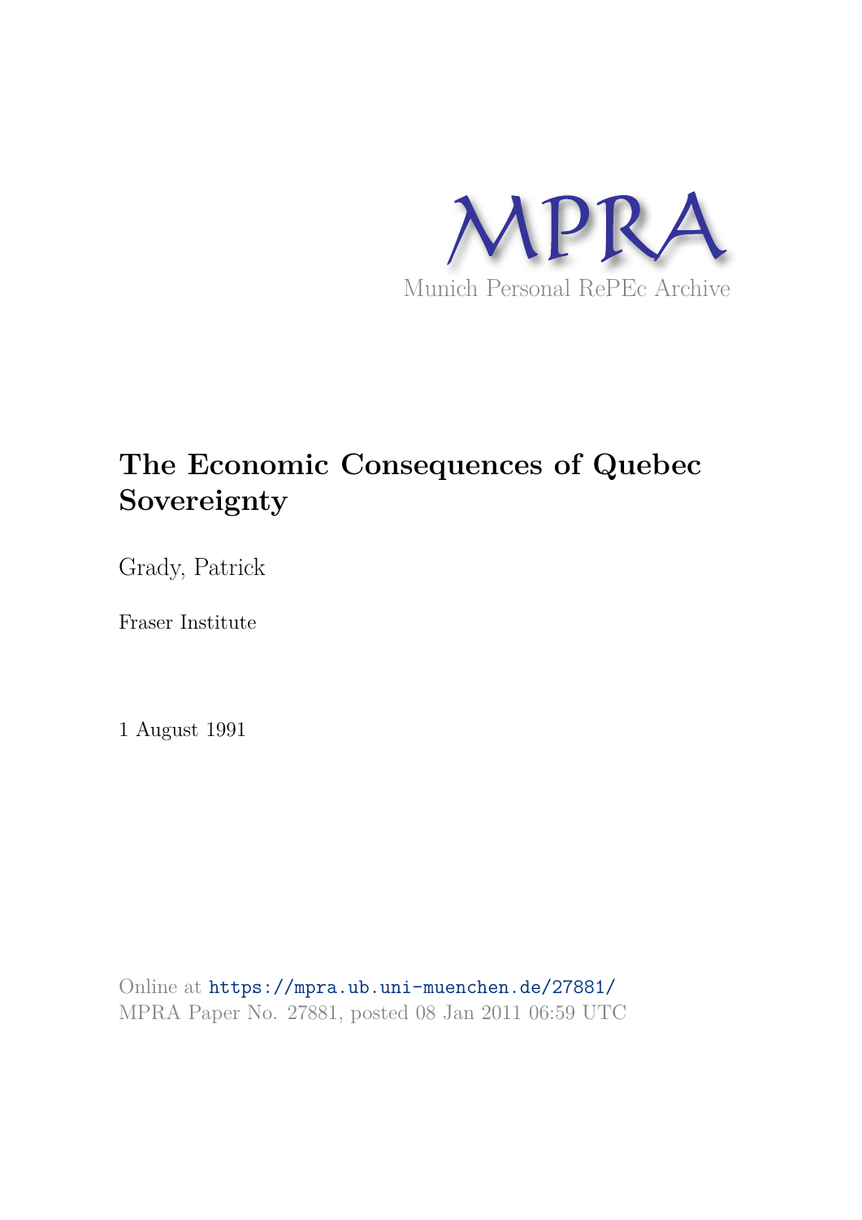MPRA

Munich Personal RePEc Archive

# The Economic Consequences of Quebec Sovereignty

Grady, Patrick

Fraser Institute

1 August 1991

Online at https://mpra.ub.uni-muenchen.de/27881/
MPRA Paper No. 27881, posted 08 Jan 2011 06:59 UTC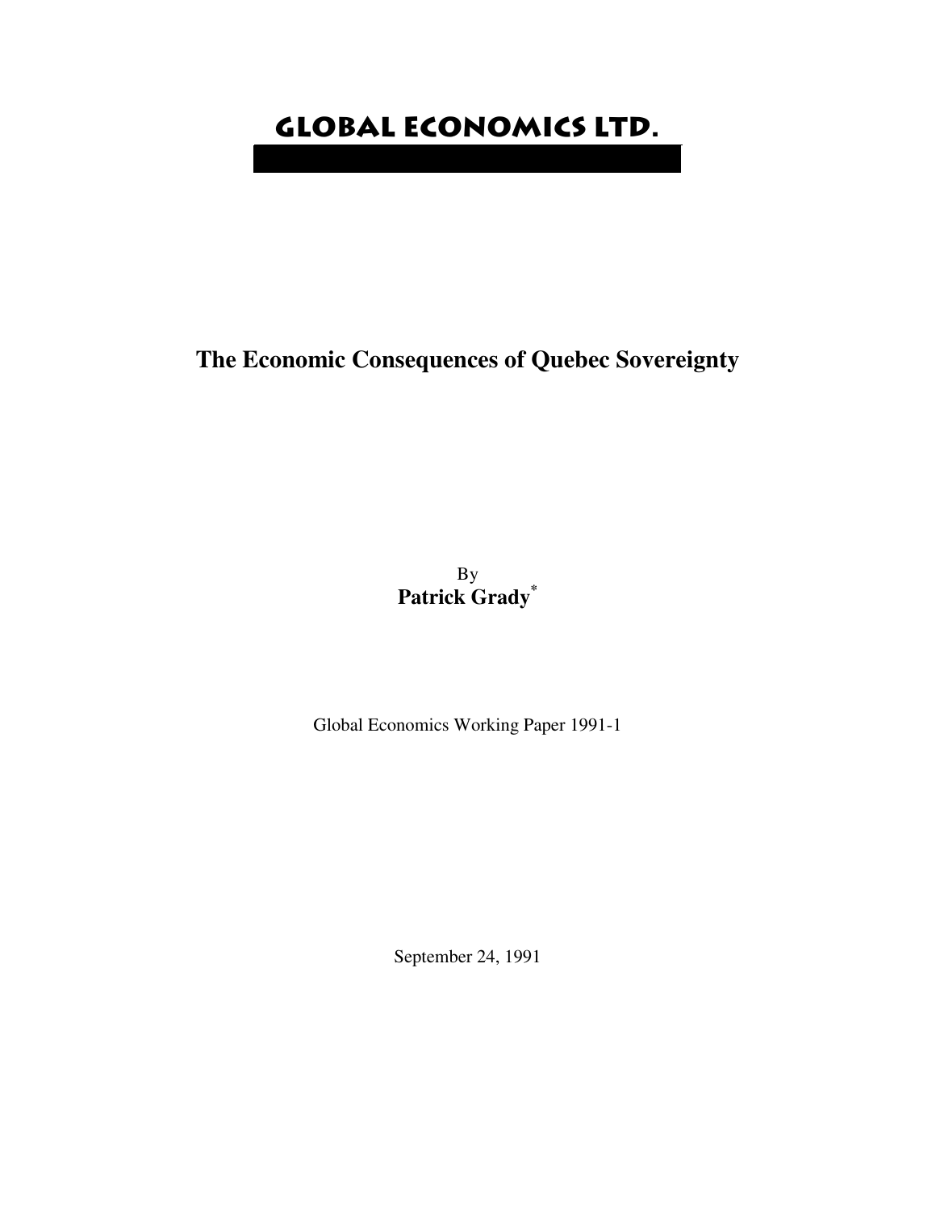# GLOBAL ECONOMICS LTD.

## The Economic Consequences of Quebec Sovereignty

By
**Patrick Grady***

Global Economics Working Paper 1991-1

September 24, 1991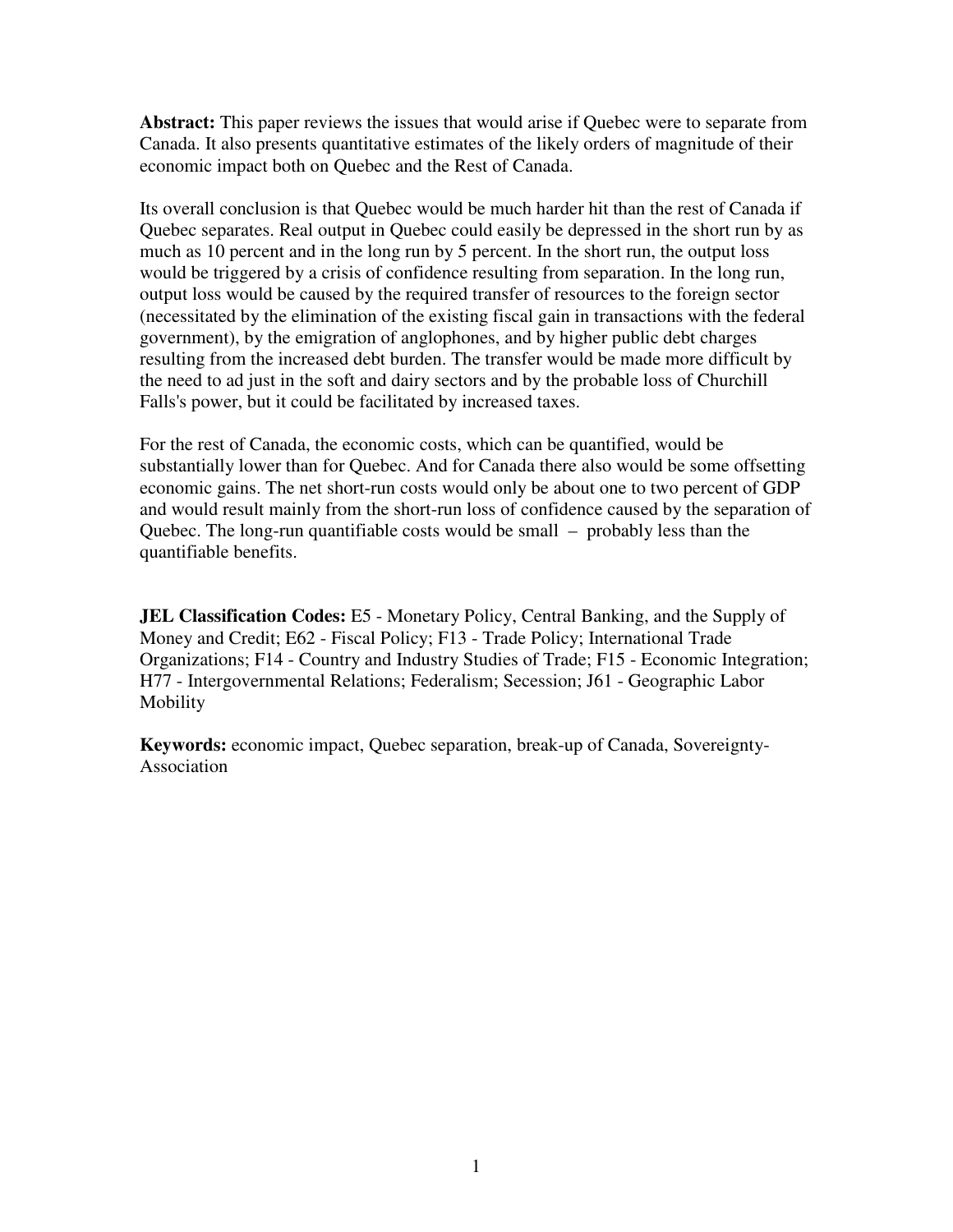**Abstract:** This paper reviews the issues that would arise if Quebec were to separate from Canada. It also presents quantitative estimates of the likely orders of magnitude of their economic impact both on Quebec and the Rest of Canada.

Its overall conclusion is that Quebec would be much harder hit than the rest of Canada if Quebec separates. Real output in Quebec could easily be depressed in the short run by as much as 10 percent and in the long run by 5 percent. In the short run, the output loss would be triggered by a crisis of confidence resulting from separation. In the long run, output loss would be caused by the required transfer of resources to the foreign sector (necessitated by the elimination of the existing fiscal gain in transactions with the federal government), by the emigration of anglophones, and by higher public debt charges resulting from the increased debt burden. The transfer would be made more difficult by the need to ad just in the soft and dairy sectors and by the probable loss of Churchill Falls's power, but it could be facilitated by increased taxes.

For the rest of Canada, the economic costs, which can be quantified, would be substantially lower than for Quebec. And for Canada there also would be some offsetting economic gains. The net short-run costs would only be about one to two percent of GDP and would result mainly from the short-run loss of confidence caused by the separation of Quebec. The long-run quantifiable costs would be small – probably less than the quantifiable benefits.

**JEL Classification Codes:** E5 - Monetary Policy, Central Banking, and the Supply of Money and Credit; E62 - Fiscal Policy; F13 - Trade Policy; International Trade Organizations; F14 - Country and Industry Studies of Trade; F15 - Economic Integration; H77 - Intergovernmental Relations; Federalism; Secession; J61 - Geographic Labor Mobility

**Keywords:** economic impact, Quebec separation, break-up of Canada, Sovereignty-Association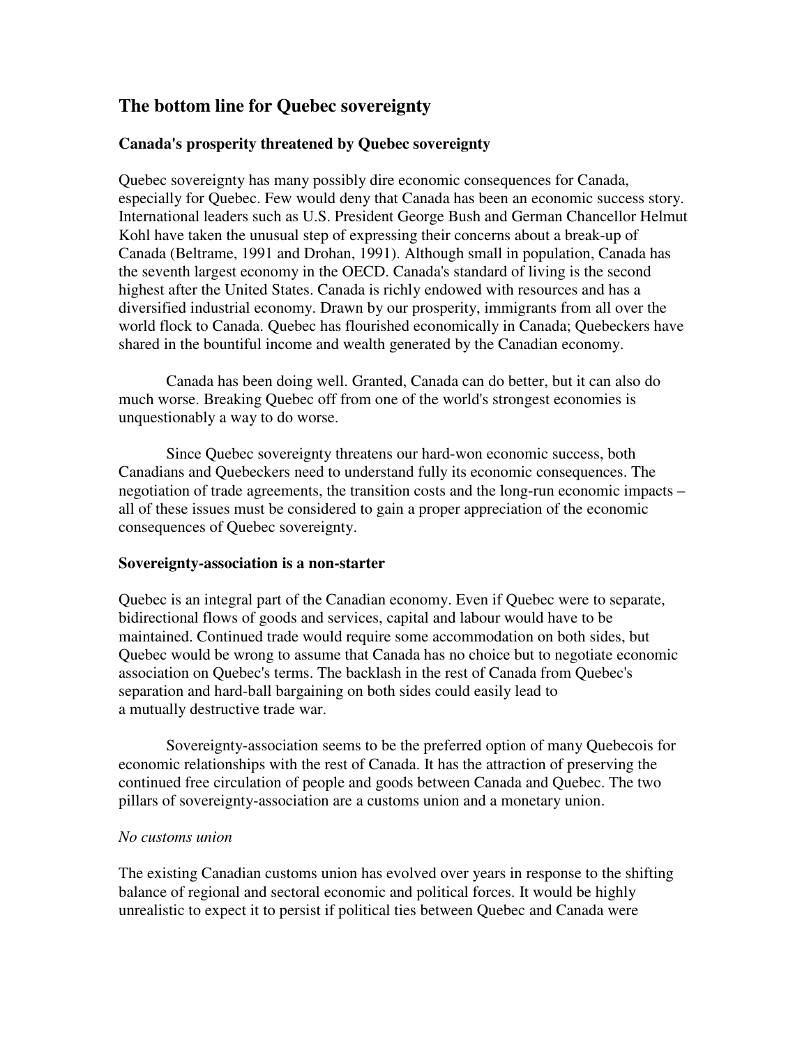## The bottom line for Quebec sovereignty

### Canada's prosperity threatened by Quebec sovereignty

Quebec sovereignty has many possibly dire economic consequences for Canada, especially for Quebec. Few would deny that Canada has been an economic success story. International leaders such as U.S. President George Bush and German Chancellor Helmut Kohl have taken the unusual step of expressing their concerns about a break-up of Canada (Beltrame, 1991 and Drohan, 1991). Although small in population, Canada has the seventh largest economy in the OECD. Canada's standard of living is the second highest after the United States. Canada is richly endowed with resources and has a diversified industrial economy. Drawn by our prosperity, immigrants from all over the world flock to Canada. Quebec has flourished economically in Canada; Quebeckers have shared in the bountiful income and wealth generated by the Canadian economy.

Canada has been doing well. Granted, Canada can do better, but it can also do much worse. Breaking Quebec off from one of the world's strongest economies is unquestionably a way to do worse.

Since Quebec sovereignty threatens our hard-won economic success, both Canadians and Quebeckers need to understand fully its economic consequences. The negotiation of trade agreements, the transition costs and the long-run economic impacts – all of these issues must be considered to gain a proper appreciation of the economic consequences of Quebec sovereignty.

### Sovereignty-association is a non-starter

Quebec is an integral part of the Canadian economy. Even if Quebec were to separate, bidirectional flows of goods and services, capital and labour would have to be maintained. Continued trade would require some accommodation on both sides, but Quebec would be wrong to assume that Canada has no choice but to negotiate economic association on Quebec's terms. The backlash in the rest of Canada from Quebec's separation and hard-ball bargaining on both sides could easily lead to a mutually destructive trade war.

Sovereignty-association seems to be the preferred option of many Quebecois for economic relationships with the rest of Canada. It has the attraction of preserving the continued free circulation of people and goods between Canada and Quebec. The two pillars of sovereignty-association are a customs union and a monetary union.

*No customs union*

The existing Canadian customs union has evolved over years in response to the shifting balance of regional and sectoral economic and political forces. It would be highly unrealistic to expect it to persist if political ties between Quebec and Canada were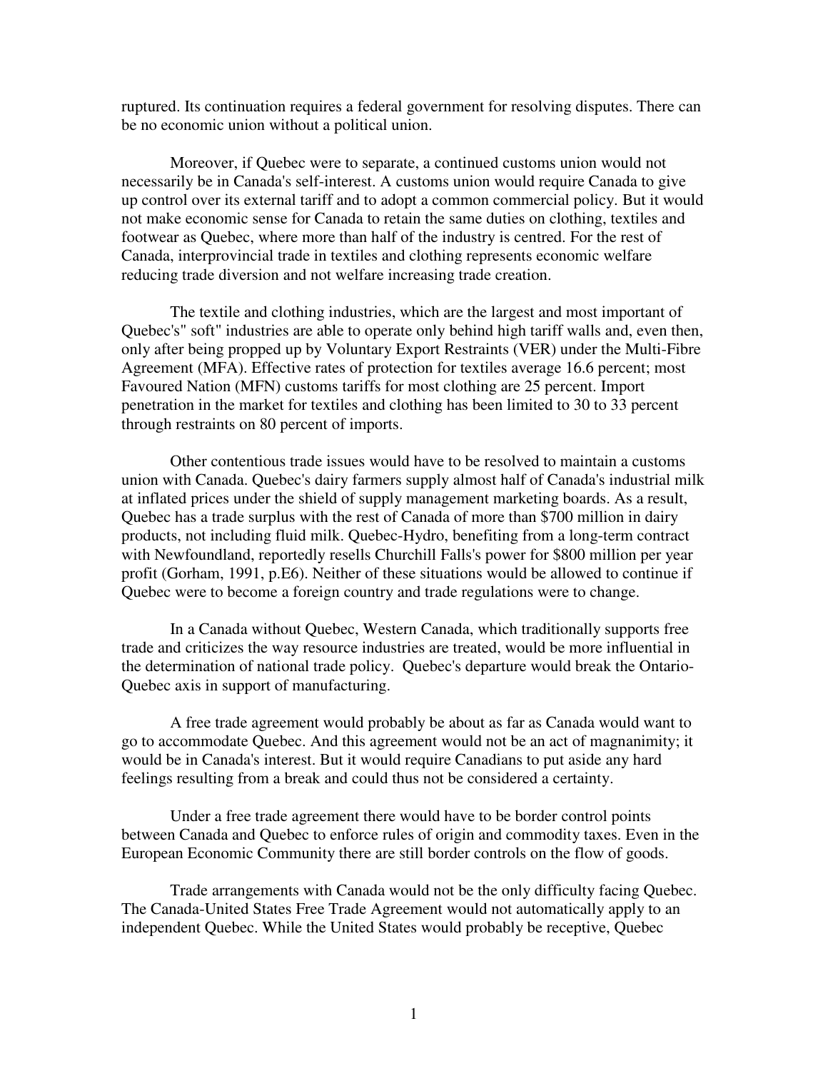ruptured. Its continuation requires a federal government for resolving disputes. There can be no economic union without a political union.

Moreover, if Quebec were to separate, a continued customs union would not necessarily be in Canada's self-interest. A customs union would require Canada to give up control over its external tariff and to adopt a common commercial policy. But it would not make economic sense for Canada to retain the same duties on clothing, textiles and footwear as Quebec, where more than half of the industry is centred. For the rest of Canada, interprovincial trade in textiles and clothing represents economic welfare reducing trade diversion and not welfare increasing trade creation.

The textile and clothing industries, which are the largest and most important of Quebec's" soft" industries are able to operate only behind high tariff walls and, even then, only after being propped up by Voluntary Export Restraints (VER) under the Multi-Fibre Agreement (MFA). Effective rates of protection for textiles average 16.6 percent; most Favoured Nation (MFN) customs tariffs for most clothing are 25 percent. Import penetration in the market for textiles and clothing has been limited to 30 to 33 percent through restraints on 80 percent of imports.

Other contentious trade issues would have to be resolved to maintain a customs union with Canada. Quebec's dairy farmers supply almost half of Canada's industrial milk at inflated prices under the shield of supply management marketing boards. As a result, Quebec has a trade surplus with the rest of Canada of more than $700 million in dairy products, not including fluid milk. Quebec-Hydro, benefiting from a long-term contract with Newfoundland, reportedly resells Churchill Falls's power for $800 million per year profit (Gorham, 1991, p.E6). Neither of these situations would be allowed to continue if Quebec were to become a foreign country and trade regulations were to change.

In a Canada without Quebec, Western Canada, which traditionally supports free trade and criticizes the way resource industries are treated, would be more influential in the determination of national trade policy. Quebec's departure would break the Ontario-Quebec axis in support of manufacturing.

A free trade agreement would probably be about as far as Canada would want to go to accommodate Quebec. And this agreement would not be an act of magnanimity; it would be in Canada's interest. But it would require Canadians to put aside any hard feelings resulting from a break and could thus not be considered a certainty.

Under a free trade agreement there would have to be border control points between Canada and Quebec to enforce rules of origin and commodity taxes. Even in the European Economic Community there are still border controls on the flow of goods.

Trade arrangements with Canada would not be the only difficulty facing Quebec. The Canada-United States Free Trade Agreement would not automatically apply to an independent Quebec. While the United States would probably be receptive, Quebec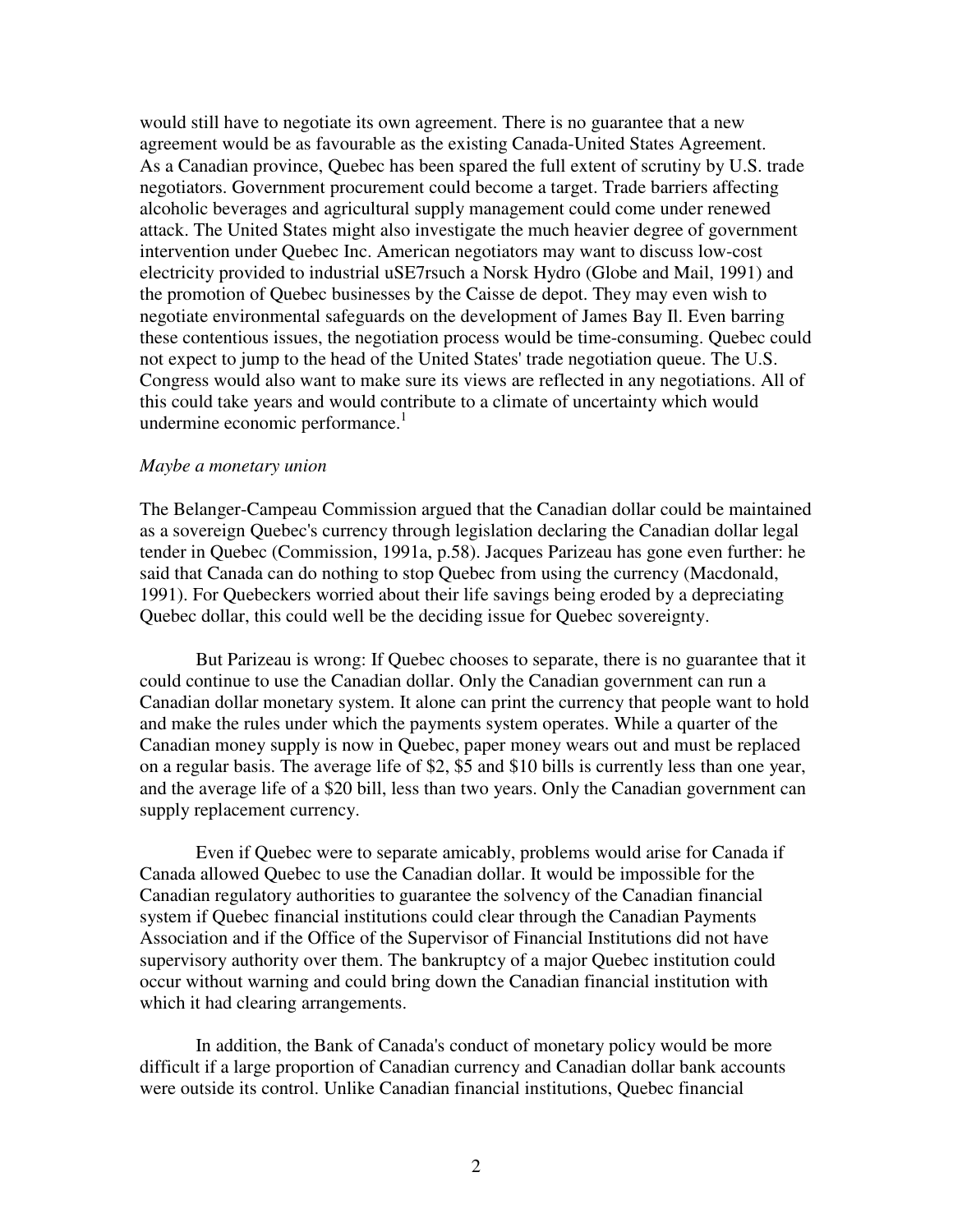would still have to negotiate its own agreement. There is no guarantee that a new agreement would be as favourable as the existing Canada-United States Agreement. As a Canadian province, Quebec has been spared the full extent of scrutiny by U.S. trade negotiators. Government procurement could become a target. Trade barriers affecting alcoholic beverages and agricultural supply management could come under renewed attack. The United States might also investigate the much heavier degree of government intervention under Quebec Inc. American negotiators may want to discuss low-cost electricity provided to industrial uSE7rsuch a Norsk Hydro (Globe and Mail, 1991) and the promotion of Quebec businesses by the Caisse de depot. They may even wish to negotiate environmental safeguards on the development of James Bay Il. Even barring these contentious issues, the negotiation process would be time-consuming. Quebec could not expect to jump to the head of the United States' trade negotiation queue. The U.S. Congress would also want to make sure its views are reflected in any negotiations. All of this could take years and would contribute to a climate of uncertainty which would undermine economic performance.[1]

*Maybe a monetary union*

The Belanger-Campeau Commission argued that the Canadian dollar could be maintained as a sovereign Quebec's currency through legislation declaring the Canadian dollar legal tender in Quebec (Commission, 1991a, p.58). Jacques Parizeau has gone even further: he said that Canada can do nothing to stop Quebec from using the currency (Macdonald, 1991). For Quebeckers worried about their life savings being eroded by a depreciating Quebec dollar, this could well be the deciding issue for Quebec sovereignty.

But Parizeau is wrong: If Quebec chooses to separate, there is no guarantee that it could continue to use the Canadian dollar. Only the Canadian government can run a Canadian dollar monetary system. It alone can print the currency that people want to hold and make the rules under which the payments system operates. While a quarter of the Canadian money supply is now in Quebec, paper money wears out and must be replaced on a regular basis. The average life of $2, $5 and $10 bills is currently less than one year, and the average life of a $20 bill, less than two years. Only the Canadian government can supply replacement currency.

Even if Quebec were to separate amicably, problems would arise for Canada if Canada allowed Quebec to use the Canadian dollar. It would be impossible for the Canadian regulatory authorities to guarantee the solvency of the Canadian financial system if Quebec financial institutions could clear through the Canadian Payments Association and if the Office of the Supervisor of Financial Institutions did not have supervisory authority over them. The bankruptcy of a major Quebec institution could occur without warning and could bring down the Canadian financial institution with which it had clearing arrangements.

In addition, the Bank of Canada's conduct of monetary policy would be more difficult if a large proportion of Canadian currency and Canadian dollar bank accounts were outside its control. Unlike Canadian financial institutions, Quebec financial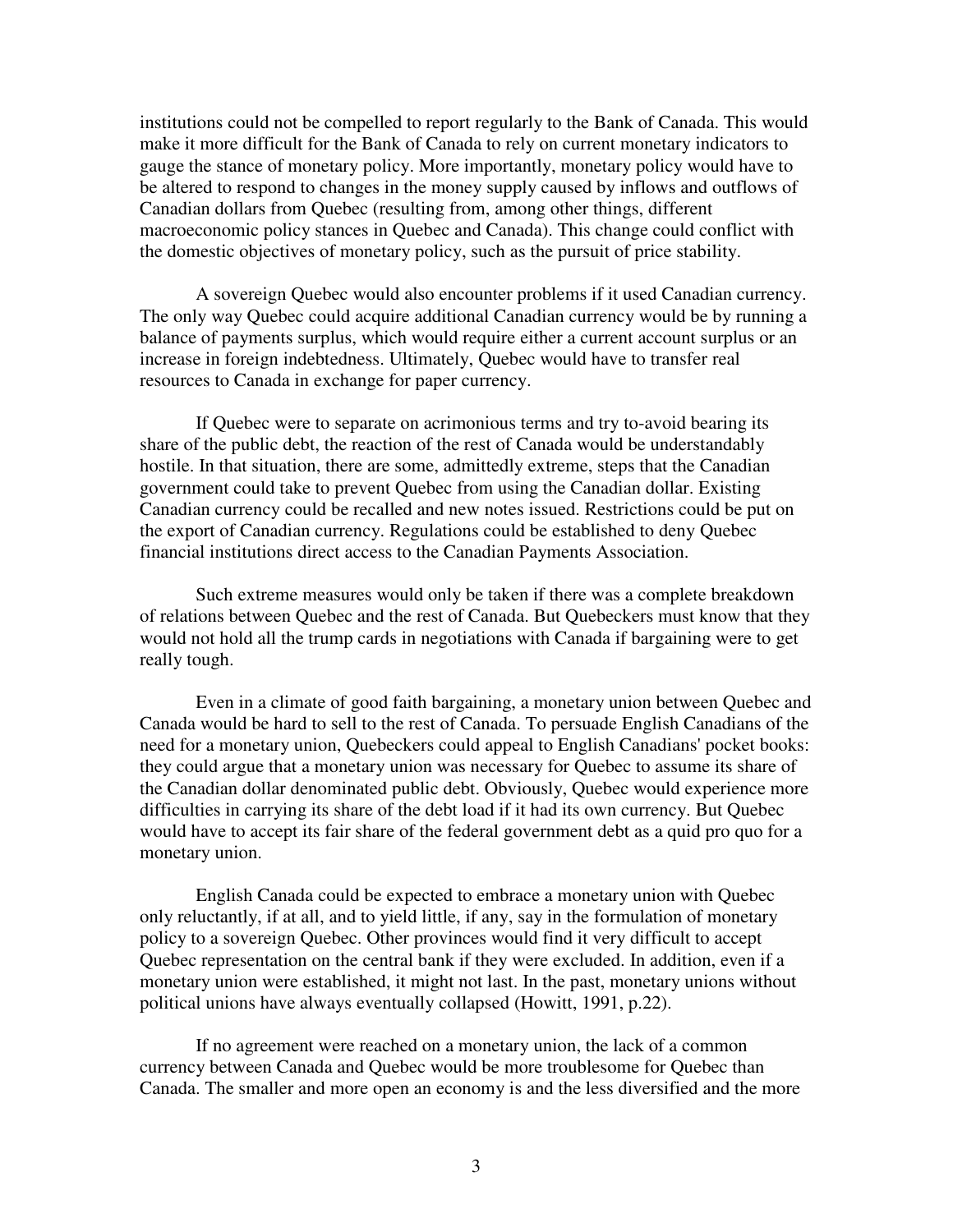institutions could not be compelled to report regularly to the Bank of Canada. This would make it more difficult for the Bank of Canada to rely on current monetary indicators to gauge the stance of monetary policy. More importantly, monetary policy would have to be altered to respond to changes in the money supply caused by inflows and outflows of Canadian dollars from Quebec (resulting from, among other things, different macroeconomic policy stances in Quebec and Canada). This change could conflict with the domestic objectives of monetary policy, such as the pursuit of price stability.

A sovereign Quebec would also encounter problems if it used Canadian currency. The only way Quebec could acquire additional Canadian currency would be by running a balance of payments surplus, which would require either a current account surplus or an increase in foreign indebtedness. Ultimately, Quebec would have to transfer real resources to Canada in exchange for paper currency.

If Quebec were to separate on acrimonious terms and try to-avoid bearing its share of the public debt, the reaction of the rest of Canada would be understandably hostile. In that situation, there are some, admittedly extreme, steps that the Canadian government could take to prevent Quebec from using the Canadian dollar. Existing Canadian currency could be recalled and new notes issued. Restrictions could be put on the export of Canadian currency. Regulations could be established to deny Quebec financial institutions direct access to the Canadian Payments Association.

Such extreme measures would only be taken if there was a complete breakdown of relations between Quebec and the rest of Canada. But Quebeckers must know that they would not hold all the trump cards in negotiations with Canada if bargaining were to get really tough.

Even in a climate of good faith bargaining, a monetary union between Quebec and Canada would be hard to sell to the rest of Canada. To persuade English Canadians of the need for a monetary union, Quebeckers could appeal to English Canadians' pocket books: they could argue that a monetary union was necessary for Quebec to assume its share of the Canadian dollar denominated public debt. Obviously, Quebec would experience more difficulties in carrying its share of the debt load if it had its own currency. But Quebec would have to accept its fair share of the federal government debt as a quid pro quo for a monetary union.

English Canada could be expected to embrace a monetary union with Quebec only reluctantly, if at all, and to yield little, if any, say in the formulation of monetary policy to a sovereign Quebec. Other provinces would find it very difficult to accept Quebec representation on the central bank if they were excluded. In addition, even if a monetary union were established, it might not last. In the past, monetary unions without political unions have always eventually collapsed (Howitt, 1991, p.22).

If no agreement were reached on a monetary union, the lack of a common currency between Canada and Quebec would be more troublesome for Quebec than Canada. The smaller and more open an economy is and the less diversified and the more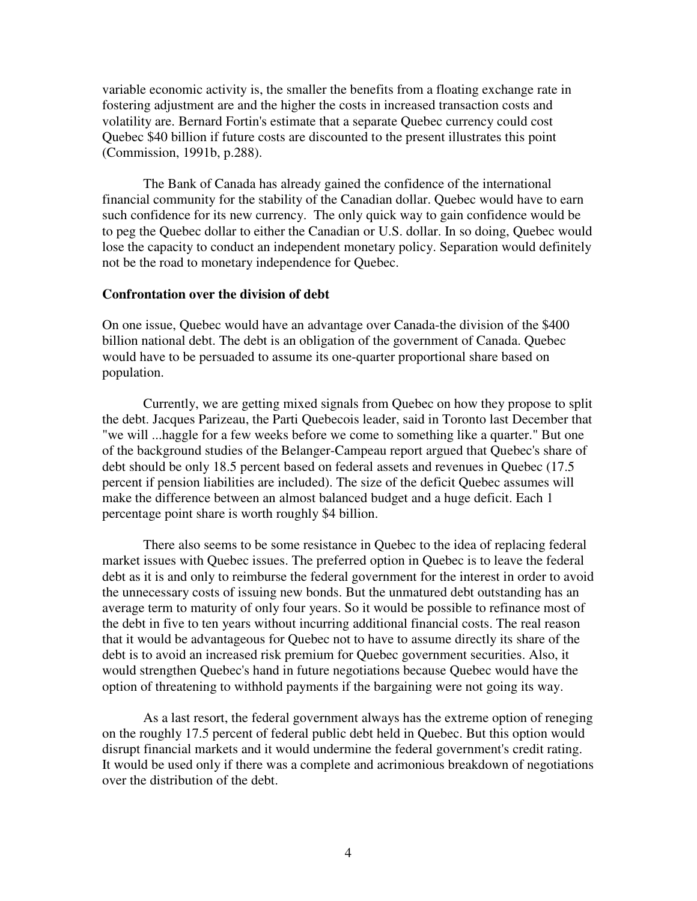variable economic activity is, the smaller the benefits from a floating exchange rate in fostering adjustment are and the higher the costs in increased transaction costs and volatility are. Bernard Fortin's estimate that a separate Quebec currency could cost Quebec $40 billion if future costs are discounted to the present illustrates this point (Commission, 1991b, p.288).

The Bank of Canada has already gained the confidence of the international financial community for the stability of the Canadian dollar. Quebec would have to earn such confidence for its new currency. The only quick way to gain confidence would be to peg the Quebec dollar to either the Canadian or U.S. dollar. In so doing, Quebec would lose the capacity to conduct an independent monetary policy. Separation would definitely not be the road to monetary independence for Quebec.

**Confrontation over the division of debt**

On one issue, Quebec would have an advantage over Canada-the division of the $400 billion national debt. The debt is an obligation of the government of Canada. Quebec would have to be persuaded to assume its one-quarter proportional share based on population.

Currently, we are getting mixed signals from Quebec on how they propose to split the debt. Jacques Parizeau, the Parti Quebecois leader, said in Toronto last December that "we will ...haggle for a few weeks before we come to something like a quarter." But one of the background studies of the Belanger-Campeau report argued that Quebec's share of debt should be only 18.5 percent based on federal assets and revenues in Quebec (17.5 percent if pension liabilities are included). The size of the deficit Quebec assumes will make the difference between an almost balanced budget and a huge deficit. Each 1 percentage point share is worth roughly $4 billion.

There also seems to be some resistance in Quebec to the idea of replacing federal market issues with Quebec issues. The preferred option in Quebec is to leave the federal debt as it is and only to reimburse the federal government for the interest in order to avoid the unnecessary costs of issuing new bonds. But the unmatured debt outstanding has an average term to maturity of only four years. So it would be possible to refinance most of the debt in five to ten years without incurring additional financial costs. The real reason that it would be advantageous for Quebec not to have to assume directly its share of the debt is to avoid an increased risk premium for Quebec government securities. Also, it would strengthen Quebec's hand in future negotiations because Quebec would have the option of threatening to withhold payments if the bargaining were not going its way.

As a last resort, the federal government always has the extreme option of reneging on the roughly 17.5 percent of federal public debt held in Quebec. But this option would disrupt financial markets and it would undermine the federal government's credit rating. It would be used only if there was a complete and acrimonious breakdown of negotiations over the distribution of the debt.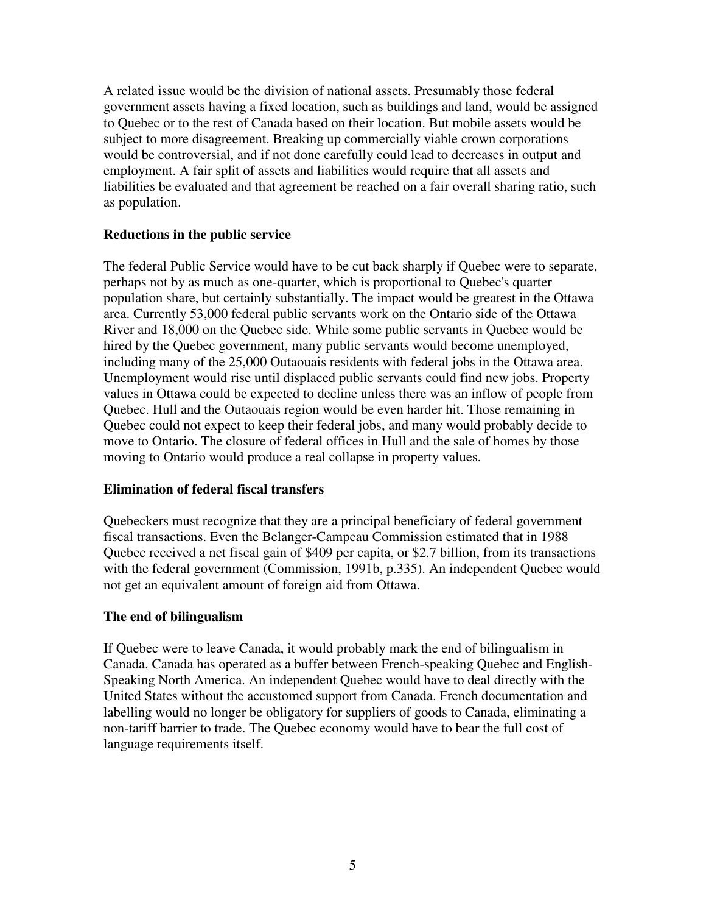A related issue would be the division of national assets. Presumably those federal government assets having a fixed location, such as buildings and land, would be assigned to Quebec or to the rest of Canada based on their location. But mobile assets would be subject to more disagreement. Breaking up commercially viable crown corporations would be controversial, and if not done carefully could lead to decreases in output and employment. A fair split of assets and liabilities would require that all assets and liabilities be evaluated and that agreement be reached on a fair overall sharing ratio, such as population.

### Reductions in the public service

The federal Public Service would have to be cut back sharply if Quebec were to separate, perhaps not by as much as one-quarter, which is proportional to Quebec's quarter population share, but certainly substantially. The impact would be greatest in the Ottawa area. Currently 53,000 federal public servants work on the Ontario side of the Ottawa River and 18,000 on the Quebec side. While some public servants in Quebec would be hired by the Quebec government, many public servants would become unemployed, including many of the 25,000 Outaouais residents with federal jobs in the Ottawa area. Unemployment would rise until displaced public servants could find new jobs. Property values in Ottawa could be expected to decline unless there was an inflow of people from Quebec. Hull and the Outaouais region would be even harder hit. Those remaining in Quebec could not expect to keep their federal jobs, and many would probably decide to move to Ontario. The closure of federal offices in Hull and the sale of homes by those moving to Ontario would produce a real collapse in property values.

### Elimination of federal fiscal transfers

Quebeckers must recognize that they are a principal beneficiary of federal government fiscal transactions. Even the Belanger-Campeau Commission estimated that in 1988 Quebec received a net fiscal gain of $409 per capita, or $2.7 billion, from its transactions with the federal government (Commission, 1991b, p.335). An independent Quebec would not get an equivalent amount of foreign aid from Ottawa.

### The end of bilingualism

If Quebec were to leave Canada, it would probably mark the end of bilingualism in Canada. Canada has operated as a buffer between French-speaking Quebec and English-Speaking North America. An independent Quebec would have to deal directly with the United States without the accustomed support from Canada. French documentation and labelling would no longer be obligatory for suppliers of goods to Canada, eliminating a non-tariff barrier to trade. The Quebec economy would have to bear the full cost of language requirements itself.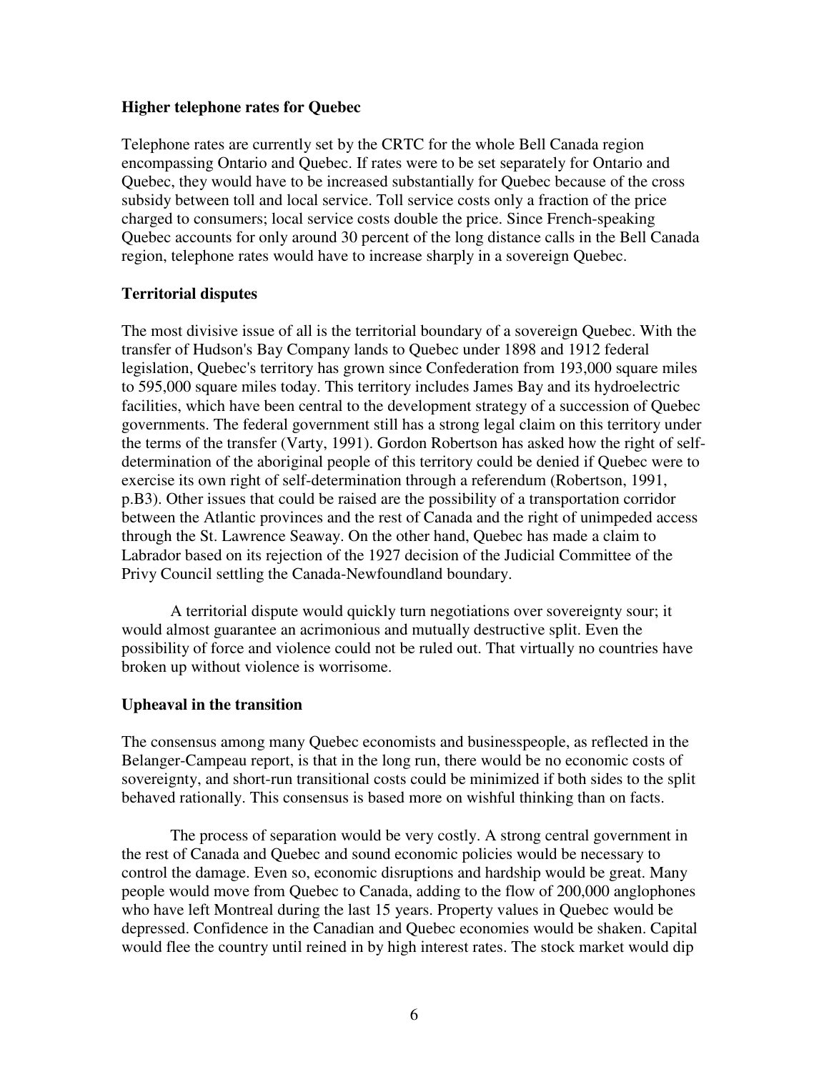### Higher telephone rates for Quebec

Telephone rates are currently set by the CRTC for the whole Bell Canada region encompassing Ontario and Quebec. If rates were to be set separately for Ontario and Quebec, they would have to be increased substantially for Quebec because of the cross subsidy between toll and local service. Toll service costs only a fraction of the price charged to consumers; local service costs double the price. Since French-speaking Quebec accounts for only around 30 percent of the long distance calls in the Bell Canada region, telephone rates would have to increase sharply in a sovereign Quebec.

### Territorial disputes

The most divisive issue of all is the territorial boundary of a sovereign Quebec. With the transfer of Hudson's Bay Company lands to Quebec under 1898 and 1912 federal legislation, Quebec's territory has grown since Confederation from 193,000 square miles to 595,000 square miles today. This territory includes James Bay and its hydroelectric facilities, which have been central to the development strategy of a succession of Quebec governments. The federal government still has a strong legal claim on this territory under the terms of the transfer (Varty, 1991). Gordon Robertson has asked how the right of self-determination of the aboriginal people of this territory could be denied if Quebec were to exercise its own right of self-determination through a referendum (Robertson, 1991, p.B3). Other issues that could be raised are the possibility of a transportation corridor between the Atlantic provinces and the rest of Canada and the right of unimpeded access through the St. Lawrence Seaway. On the other hand, Quebec has made a claim to Labrador based on its rejection of the 1927 decision of the Judicial Committee of the Privy Council settling the Canada-Newfoundland boundary.

A territorial dispute would quickly turn negotiations over sovereignty sour; it would almost guarantee an acrimonious and mutually destructive split. Even the possibility of force and violence could not be ruled out. That virtually no countries have broken up without violence is worrisome.

### Upheaval in the transition

The consensus among many Quebec economists and businesspeople, as reflected in the Belanger-Campeau report, is that in the long run, there would be no economic costs of sovereignty, and short-run transitional costs could be minimized if both sides to the split behaved rationally. This consensus is based more on wishful thinking than on facts.

The process of separation would be very costly. A strong central government in the rest of Canada and Quebec and sound economic policies would be necessary to control the damage. Even so, economic disruptions and hardship would be great. Many people would move from Quebec to Canada, adding to the flow of 200,000 anglophones who have left Montreal during the last 15 years. Property values in Quebec would be depressed. Confidence in the Canadian and Quebec economies would be shaken. Capital would flee the country until reined in by high interest rates. The stock market would dip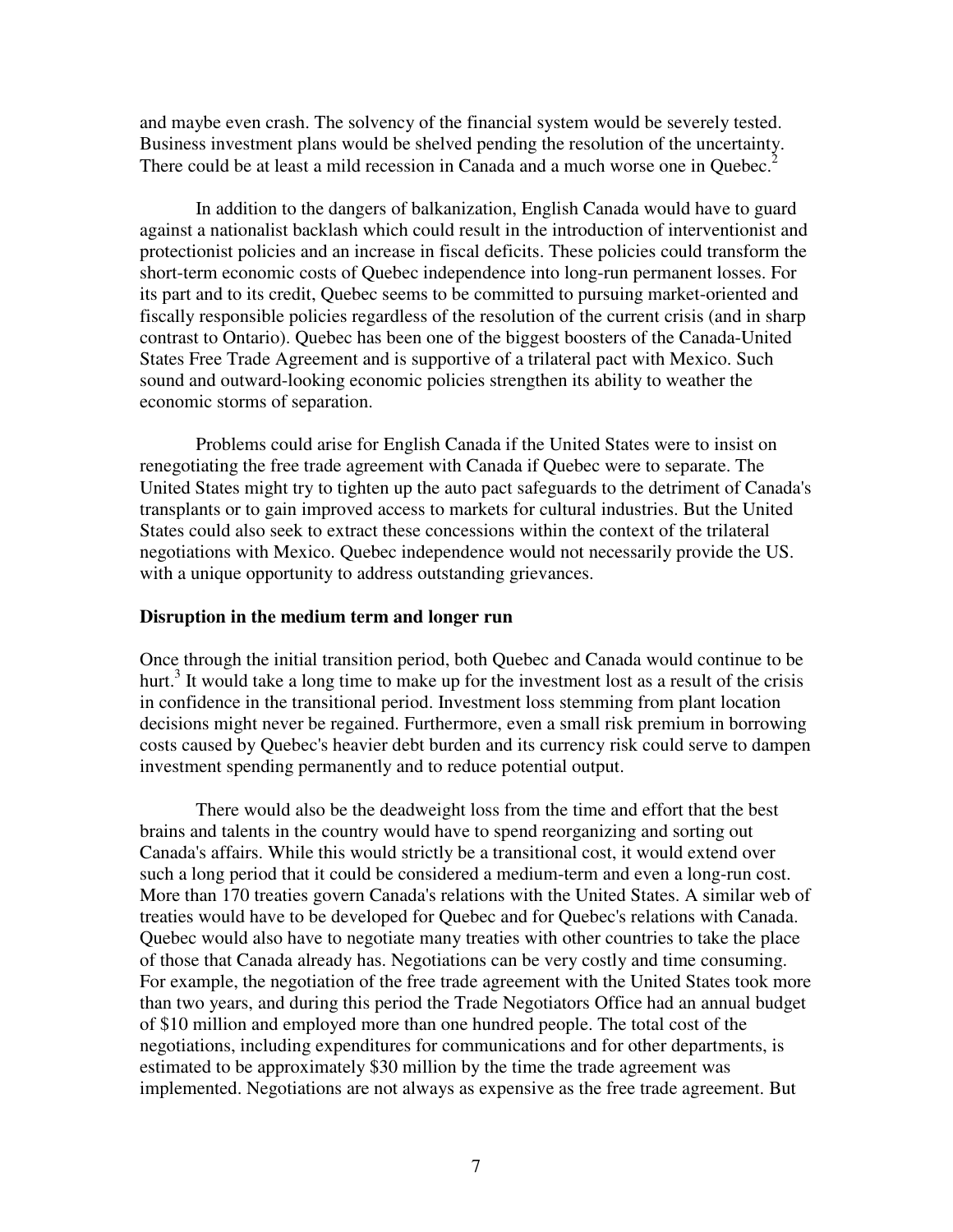and maybe even crash. The solvency of the financial system would be severely tested. Business investment plans would be shelved pending the resolution of the uncertainty. There could be at least a mild recession in Canada and a much worse one in Quebec.[2]

In addition to the dangers of balkanization, English Canada would have to guard against a nationalist backlash which could result in the introduction of interventionist and protectionist policies and an increase in fiscal deficits. These policies could transform the short-term economic costs of Quebec independence into long-run permanent losses. For its part and to its credit, Quebec seems to be committed to pursuing market-oriented and fiscally responsible policies regardless of the resolution of the current crisis (and in sharp contrast to Ontario). Quebec has been one of the biggest boosters of the Canada-United States Free Trade Agreement and is supportive of a trilateral pact with Mexico. Such sound and outward-looking economic policies strengthen its ability to weather the economic storms of separation.

Problems could arise for English Canada if the United States were to insist on renegotiating the free trade agreement with Canada if Quebec were to separate. The United States might try to tighten up the auto pact safeguards to the detriment of Canada's transplants or to gain improved access to markets for cultural industries. But the United States could also seek to extract these concessions within the context of the trilateral negotiations with Mexico. Quebec independence would not necessarily provide the US. with a unique opportunity to address outstanding grievances.

**Disruption in the medium term and longer run**

Once through the initial transition period, both Quebec and Canada would continue to be hurt.[3] It would take a long time to make up for the investment lost as a result of the crisis in confidence in the transitional period. Investment loss stemming from plant location decisions might never be regained. Furthermore, even a small risk premium in borrowing costs caused by Quebec's heavier debt burden and its currency risk could serve to dampen investment spending permanently and to reduce potential output.

There would also be the deadweight loss from the time and effort that the best brains and talents in the country would have to spend reorganizing and sorting out Canada's affairs. While this would strictly be a transitional cost, it would extend over such a long period that it could be considered a medium-term and even a long-run cost. More than 170 treaties govern Canada's relations with the United States. A similar web of treaties would have to be developed for Quebec and for Quebec's relations with Canada. Quebec would also have to negotiate many treaties with other countries to take the place of those that Canada already has. Negotiations can be very costly and time consuming. For example, the negotiation of the free trade agreement with the United States took more than two years, and during this period the Trade Negotiators Office had an annual budget of $10 million and employed more than one hundred people. The total cost of the negotiations, including expenditures for communications and for other departments, is estimated to be approximately $30 million by the time the trade agreement was implemented. Negotiations are not always as expensive as the free trade agreement. But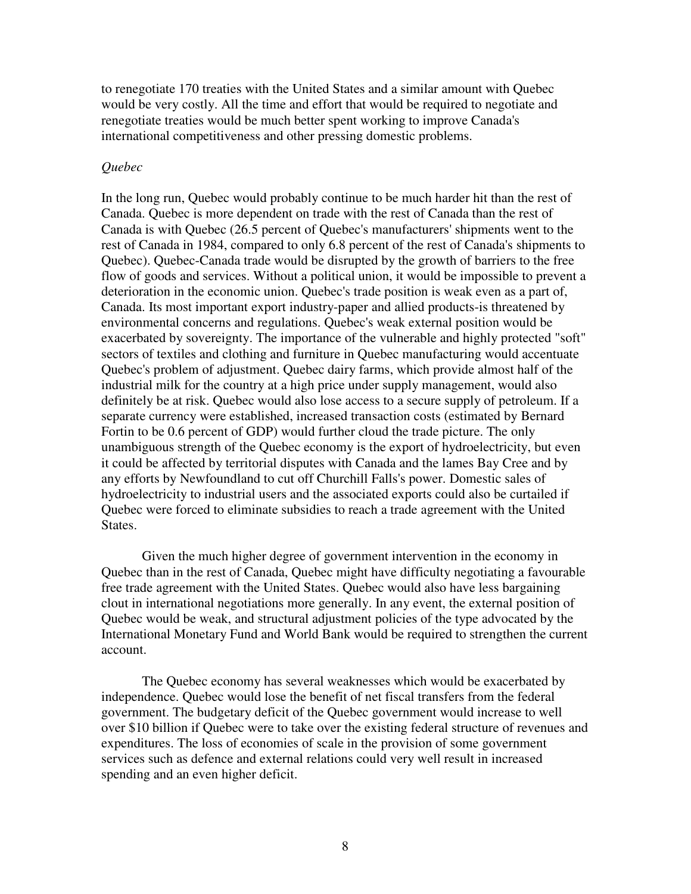to renegotiate 170 treaties with the United States and a similar amount with Quebec would be very costly. All the time and effort that would be required to negotiate and renegotiate treaties would be much better spent working to improve Canada's international competitiveness and other pressing domestic problems.

*Quebec*

In the long run, Quebec would probably continue to be much harder hit than the rest of Canada. Quebec is more dependent on trade with the rest of Canada than the rest of Canada is with Quebec (26.5 percent of Quebec's manufacturers' shipments went to the rest of Canada in 1984, compared to only 6.8 percent of the rest of Canada's shipments to Quebec). Quebec-Canada trade would be disrupted by the growth of barriers to the free flow of goods and services. Without a political union, it would be impossible to prevent a deterioration in the economic union. Quebec's trade position is weak even as a part of, Canada. Its most important export industry-paper and allied products-is threatened by environmental concerns and regulations. Quebec's weak external position would be exacerbated by sovereignty. The importance of the vulnerable and highly protected "soft" sectors of textiles and clothing and furniture in Quebec manufacturing would accentuate Quebec's problem of adjustment. Quebec dairy farms, which provide almost half of the industrial milk for the country at a high price under supply management, would also definitely be at risk. Quebec would also lose access to a secure supply of petroleum. If a separate currency were established, increased transaction costs (estimated by Bernard Fortin to be 0.6 percent of GDP) would further cloud the trade picture. The only unambiguous strength of the Quebec economy is the export of hydroelectricity, but even it could be affected by territorial disputes with Canada and the lames Bay Cree and by any efforts by Newfoundland to cut off Churchill Falls's power. Domestic sales of hydroelectricity to industrial users and the associated exports could also be curtailed if Quebec were forced to eliminate subsidies to reach a trade agreement with the United States.

Given the much higher degree of government intervention in the economy in Quebec than in the rest of Canada, Quebec might have difficulty negotiating a favourable free trade agreement with the United States. Quebec would also have less bargaining clout in international negotiations more generally. In any event, the external position of Quebec would be weak, and structural adjustment policies of the type advocated by the International Monetary Fund and World Bank would be required to strengthen the current account.

The Quebec economy has several weaknesses which would be exacerbated by independence. Quebec would lose the benefit of net fiscal transfers from the federal government. The budgetary deficit of the Quebec government would increase to well over $10 billion if Quebec were to take over the existing federal structure of revenues and expenditures. The loss of economies of scale in the provision of some government services such as defence and external relations could very well result in increased spending and an even higher deficit.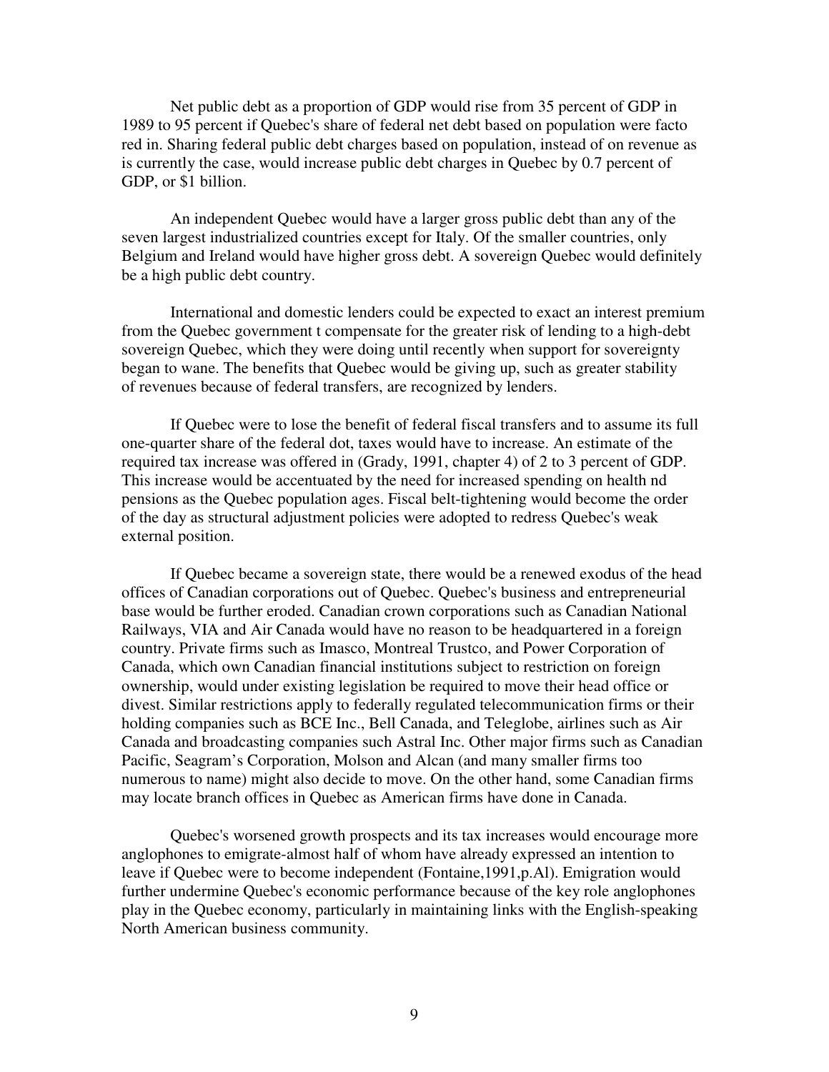Net public debt as a proportion of GDP would rise from 35 percent of GDP in 1989 to 95 percent if Quebec's share of federal net debt based on population were facto red in. Sharing federal public debt charges based on population, instead of on revenue as is currently the case, would increase public debt charges in Quebec by 0.7 percent of GDP, or $1 billion.

An independent Quebec would have a larger gross public debt than any of the seven largest industrialized countries except for Italy. Of the smaller countries, only Belgium and Ireland would have higher gross debt. A sovereign Quebec would definitely be a high public debt country.

International and domestic lenders could be expected to exact an interest premium from the Quebec government t compensate for the greater risk of lending to a high-debt sovereign Quebec, which they were doing until recently when support for sovereignty began to wane. The benefits that Quebec would be giving up, such as greater stability of revenues because of federal transfers, are recognized by lenders.

If Quebec were to lose the benefit of federal fiscal transfers and to assume its full one-quarter share of the federal dot, taxes would have to increase. An estimate of the required tax increase was offered in (Grady, 1991, chapter 4) of 2 to 3 percent of GDP. This increase would be accentuated by the need for increased spending on health nd pensions as the Quebec population ages. Fiscal belt-tightening would become the order of the day as structural adjustment policies were adopted to redress Quebec's weak external position.

If Quebec became a sovereign state, there would be a renewed exodus of the head offices of Canadian corporations out of Quebec. Quebec's business and entrepreneurial base would be further eroded. Canadian crown corporations such as Canadian National Railways, VIA and Air Canada would have no reason to be headquartered in a foreign country. Private firms such as Imasco, Montreal Trustco, and Power Corporation of Canada, which own Canadian financial institutions subject to restriction on foreign ownership, would under existing legislation be required to move their head office or divest. Similar restrictions apply to federally regulated telecommunication firms or their holding companies such as BCE Inc., Bell Canada, and Teleglobe, airlines such as Air Canada and broadcasting companies such Astral Inc. Other major firms such as Canadian Pacific, Seagram's Corporation, Molson and Alcan (and many smaller firms too numerous to name) might also decide to move. On the other hand, some Canadian firms may locate branch offices in Quebec as American firms have done in Canada.

Quebec's worsened growth prospects and its tax increases would encourage more anglophones to emigrate-almost half of whom have already expressed an intention to leave if Quebec were to become independent (Fontaine,1991,p.Al). Emigration would further undermine Quebec's economic performance because of the key role anglophones play in the Quebec economy, particularly in maintaining links with the English-speaking North American business community.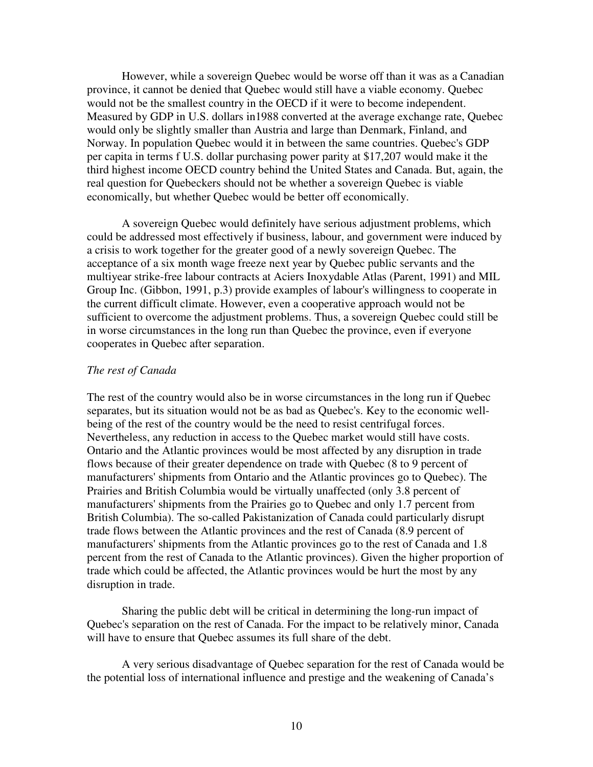However, while a sovereign Quebec would be worse off than it was as a Canadian province, it cannot be denied that Quebec would still have a viable economy. Quebec would not be the smallest country in the OECD if it were to become independent. Measured by GDP in U.S. dollars in1988 converted at the average exchange rate, Quebec would only be slightly smaller than Austria and large than Denmark, Finland, and Norway. In population Quebec would it in between the same countries. Quebec's GDP per capita in terms f U.S. dollar purchasing power parity at $17,207 would make it the third highest income OECD country behind the United States and Canada. But, again, the real question for Quebeckers should not be whether a sovereign Quebec is viable economically, but whether Quebec would be better off economically.

A sovereign Quebec would definitely have serious adjustment problems, which could be addressed most effectively if business, labour, and government were induced by a crisis to work together for the greater good of a newly sovereign Quebec. The acceptance of a six month wage freeze next year by Quebec public servants and the multiyear strike-free labour contracts at Aciers Inoxydable Atlas (Parent, 1991) and MIL Group Inc. (Gibbon, 1991, p.3) provide examples of labour's willingness to cooperate in the current difficult climate. However, even a cooperative approach would not be sufficient to overcome the adjustment problems. Thus, a sovereign Quebec could still be in worse circumstances in the long run than Quebec the province, even if everyone cooperates in Quebec after separation.

*The rest of Canada*

The rest of the country would also be in worse circumstances in the long run if Quebec separates, but its situation would not be as bad as Quebec's. Key to the economic well-being of the rest of the country would be the need to resist centrifugal forces. Nevertheless, any reduction in access to the Quebec market would still have costs. Ontario and the Atlantic provinces would be most affected by any disruption in trade flows because of their greater dependence on trade with Quebec (8 to 9 percent of manufacturers' shipments from Ontario and the Atlantic provinces go to Quebec). The Prairies and British Columbia would be virtually unaffected (only 3.8 percent of manufacturers' shipments from the Prairies go to Quebec and only 1.7 percent from British Columbia). The so-called Pakistanization of Canada could particularly disrupt trade flows between the Atlantic provinces and the rest of Canada (8.9 percent of manufacturers' shipments from the Atlantic provinces go to the rest of Canada and 1.8 percent from the rest of Canada to the Atlantic provinces). Given the higher proportion of trade which could be affected, the Atlantic provinces would be hurt the most by any disruption in trade.

Sharing the public debt will be critical in determining the long-run impact of Quebec's separation on the rest of Canada. For the impact to be relatively minor, Canada will have to ensure that Quebec assumes its full share of the debt.

A very serious disadvantage of Quebec separation for the rest of Canada would be the potential loss of international influence and prestige and the weakening of Canada's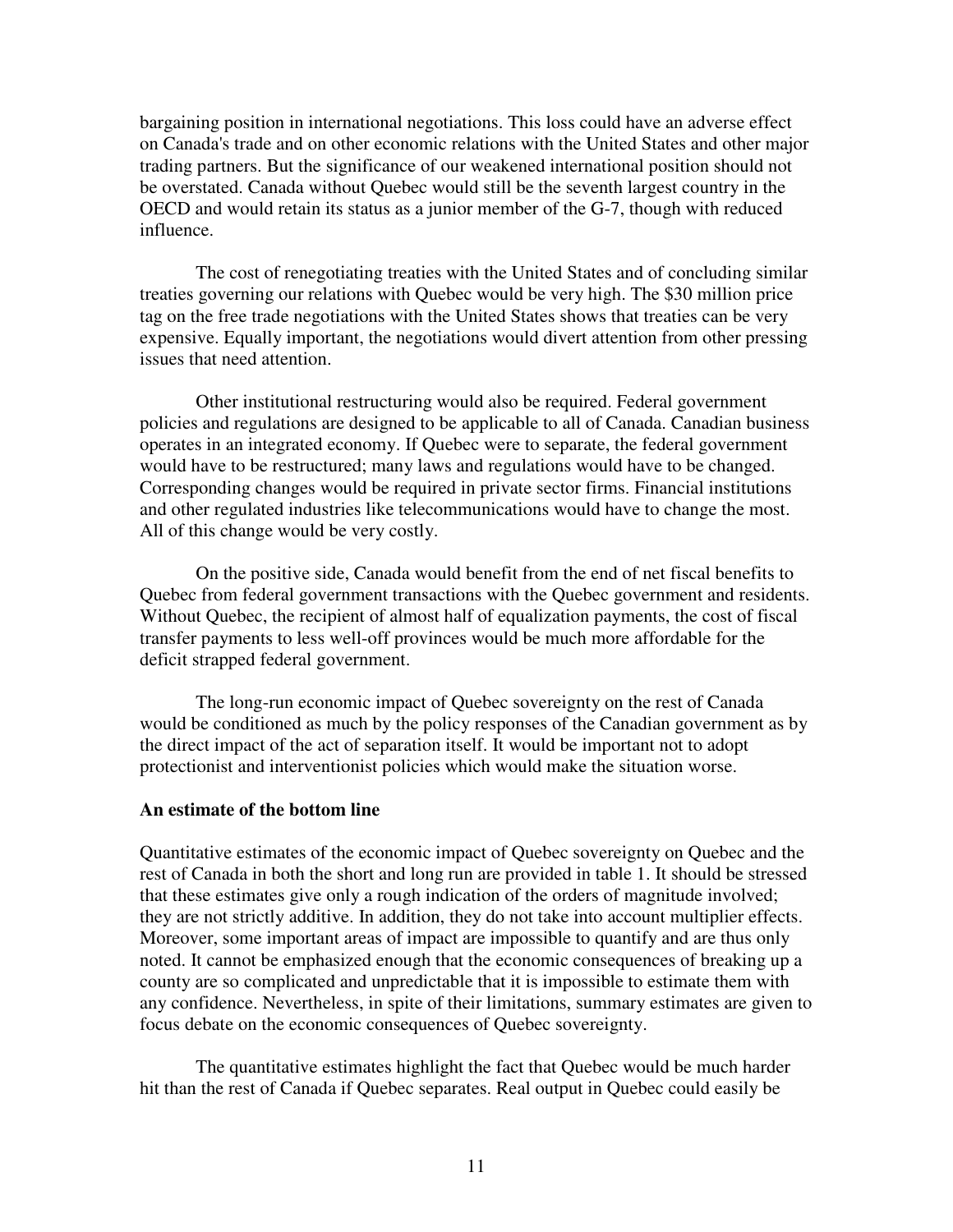bargaining position in international negotiations. This loss could have an adverse effect on Canada's trade and on other economic relations with the United States and other major trading partners. But the significance of our weakened international position should not be overstated. Canada without Quebec would still be the seventh largest country in the OECD and would retain its status as a junior member of the G-7, though with reduced influence.

The cost of renegotiating treaties with the United States and of concluding similar treaties governing our relations with Quebec would be very high. The $30 million price tag on the free trade negotiations with the United States shows that treaties can be very expensive. Equally important, the negotiations would divert attention from other pressing issues that need attention.

Other institutional restructuring would also be required. Federal government policies and regulations are designed to be applicable to all of Canada. Canadian business operates in an integrated economy. If Quebec were to separate, the federal government would have to be restructured; many laws and regulations would have to be changed. Corresponding changes would be required in private sector firms. Financial institutions and other regulated industries like telecommunications would have to change the most. All of this change would be very costly.

On the positive side, Canada would benefit from the end of net fiscal benefits to Quebec from federal government transactions with the Quebec government and residents. Without Quebec, the recipient of almost half of equalization payments, the cost of fiscal transfer payments to less well-off provinces would be much more affordable for the deficit strapped federal government.

The long-run economic impact of Quebec sovereignty on the rest of Canada would be conditioned as much by the policy responses of the Canadian government as by the direct impact of the act of separation itself. It would be important not to adopt protectionist and interventionist policies which would make the situation worse.

### An estimate of the bottom line

Quantitative estimates of the economic impact of Quebec sovereignty on Quebec and the rest of Canada in both the short and long run are provided in table 1. It should be stressed that these estimates give only a rough indication of the orders of magnitude involved; they are not strictly additive. In addition, they do not take into account multiplier effects. Moreover, some important areas of impact are impossible to quantify and are thus only noted. It cannot be emphasized enough that the economic consequences of breaking up a county are so complicated and unpredictable that it is impossible to estimate them with any confidence. Nevertheless, in spite of their limitations, summary estimates are given to focus debate on the economic consequences of Quebec sovereignty.

The quantitative estimates highlight the fact that Quebec would be much harder hit than the rest of Canada if Quebec separates. Real output in Quebec could easily be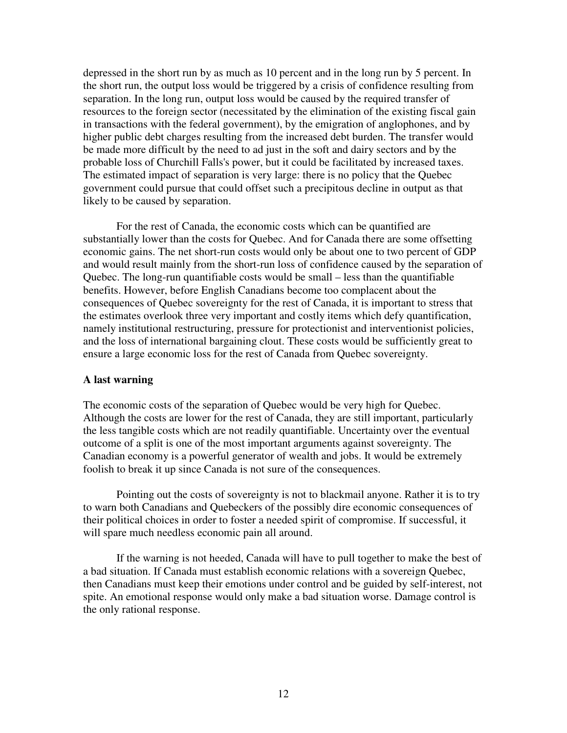depressed in the short run by as much as 10 percent and in the long run by 5 percent. In the short run, the output loss would be triggered by a crisis of confidence resulting from separation. In the long run, output loss would be caused by the required transfer of resources to the foreign sector (necessitated by the elimination of the existing fiscal gain in transactions with the federal government), by the emigration of anglophones, and by higher public debt charges resulting from the increased debt burden. The transfer would be made more difficult by the need to ad just in the soft and dairy sectors and by the probable loss of Churchill Falls's power, but it could be facilitated by increased taxes. The estimated impact of separation is very large: there is no policy that the Quebec government could pursue that could offset such a precipitous decline in output as that likely to be caused by separation.

For the rest of Canada, the economic costs which can be quantified are substantially lower than the costs for Quebec. And for Canada there are some offsetting economic gains. The net short-run costs would only be about one to two percent of GDP and would result mainly from the short-run loss of confidence caused by the separation of Quebec. The long-run quantifiable costs would be small – less than the quantifiable benefits. However, before English Canadians become too complacent about the consequences of Quebec sovereignty for the rest of Canada, it is important to stress that the estimates overlook three very important and costly items which defy quantification, namely institutional restructuring, pressure for protectionist and interventionist policies, and the loss of international bargaining clout. These costs would be sufficiently great to ensure a large economic loss for the rest of Canada from Quebec sovereignty.

**A last warning**

The economic costs of the separation of Quebec would be very high for Quebec. Although the costs are lower for the rest of Canada, they are still important, particularly the less tangible costs which are not readily quantifiable. Uncertainty over the eventual outcome of a split is one of the most important arguments against sovereignty. The Canadian economy is a powerful generator of wealth and jobs. It would be extremely foolish to break it up since Canada is not sure of the consequences.

Pointing out the costs of sovereignty is not to blackmail anyone. Rather it is to try to warn both Canadians and Quebeckers of the possibly dire economic consequences of their political choices in order to foster a needed spirit of compromise. If successful, it will spare much needless economic pain all around.

If the warning is not heeded, Canada will have to pull together to make the best of a bad situation. If Canada must establish economic relations with a sovereign Quebec, then Canadians must keep their emotions under control and be guided by self-interest, not spite. An emotional response would only make a bad situation worse. Damage control is the only rational response.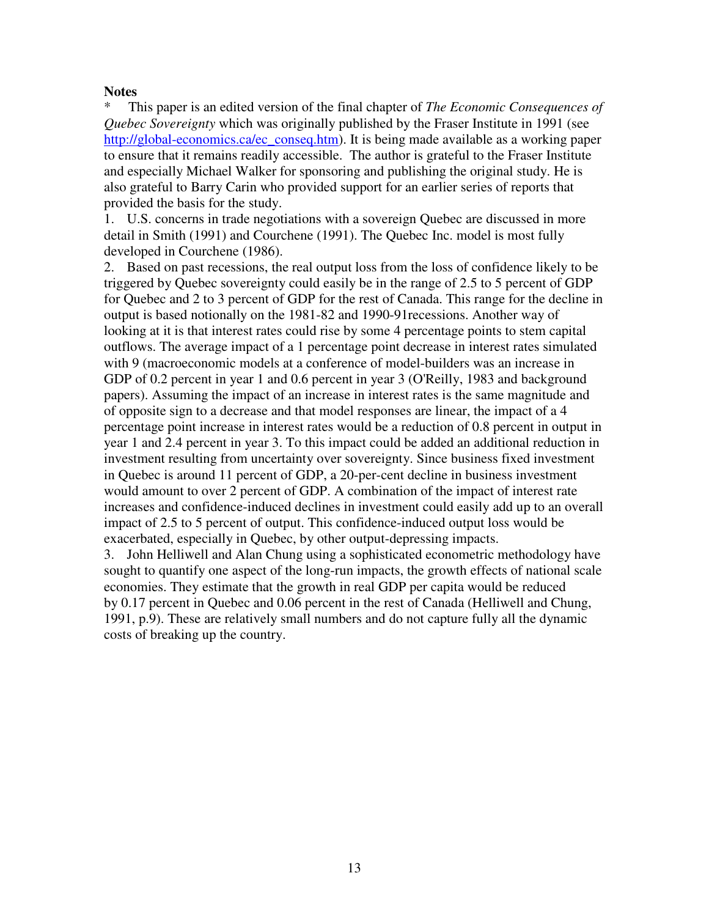**Notes**

\* This paper is an edited version of the final chapter of *The Economic Consequences of Quebec Sovereignty* which was originally published by the Fraser Institute in 1991 (see [http://global-economics.ca/ec_conseq.htm](http://global-economics.ca/ec_conseq.htm)). It is being made available as a working paper to ensure that it remains readily accessible. The author is grateful to the Fraser Institute and especially Michael Walker for sponsoring and publishing the original study. He is also grateful to Barry Carin who provided support for an earlier series of reports that provided the basis for the study.

1. U.S. concerns in trade negotiations with a sovereign Quebec are discussed in more detail in Smith (1991) and Courchene (1991). The Quebec Inc. model is most fully developed in Courchene (1986).

2. Based on past recessions, the real output loss from the loss of confidence likely to be triggered by Quebec sovereignty could easily be in the range of 2.5 to 5 percent of GDP for Quebec and 2 to 3 percent of GDP for the rest of Canada. This range for the decline in output is based notionally on the 1981-82 and 1990-91recessions. Another way of looking at it is that interest rates could rise by some 4 percentage points to stem capital outflows. The average impact of a 1 percentage point decrease in interest rates simulated with 9 (macroeconomic models at a conference of model-builders was an increase in GDP of 0.2 percent in year 1 and 0.6 percent in year 3 (O'Reilly, 1983 and background papers). Assuming the impact of an increase in interest rates is the same magnitude and of opposite sign to a decrease and that model responses are linear, the impact of a 4 percentage point increase in interest rates would be a reduction of 0.8 percent in output in year 1 and 2.4 percent in year 3. To this impact could be added an additional reduction in investment resulting from uncertainty over sovereignty. Since business fixed investment in Quebec is around 11 percent of GDP, a 20-per-cent decline in business investment would amount to over 2 percent of GDP. A combination of the impact of interest rate increases and confidence-induced declines in investment could easily add up to an overall impact of 2.5 to 5 percent of output. This confidence-induced output loss would be exacerbated, especially in Quebec, by other output-depressing impacts.

3. John Helliwell and Alan Chung using a sophisticated econometric methodology have sought to quantify one aspect of the long-run impacts, the growth effects of national scale economies. They estimate that the growth in real GDP per capita would be reduced by 0.17 percent in Quebec and 0.06 percent in the rest of Canada (Helliwell and Chung, 1991, p.9). These are relatively small numbers and do not capture fully all the dynamic costs of breaking up the country.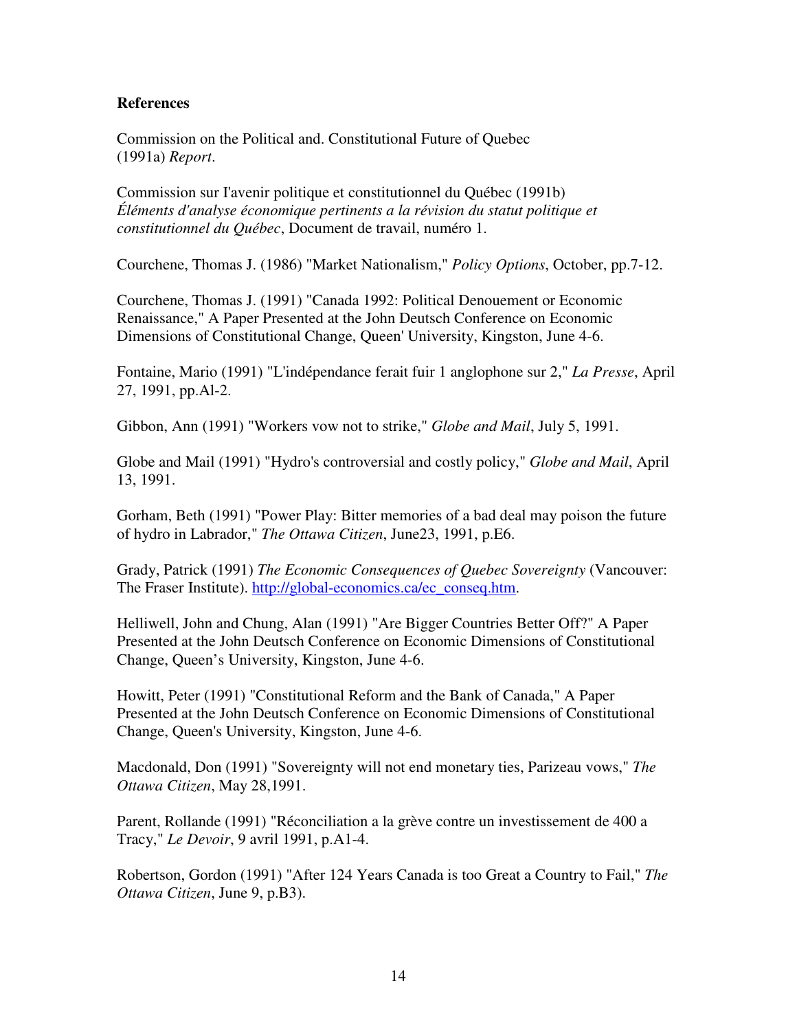**References**

Commission on the Political and. Constitutional Future of Quebec (1991a) *Report*.

Commission sur I'avenir politique et constitutionnel du Québec (1991b) *Éléments d'analyse économique pertinents a la révision du statut politique et constitutionnel du Québec*, Document de travail, numéro 1.

Courchene, Thomas J. (1986) "Market Nationalism," *Policy Options*, October, pp.7-12.

Courchene, Thomas J. (1991) "Canada 1992: Political Denouement or Economic Renaissance," A Paper Presented at the John Deutsch Conference on Economic Dimensions of Constitutional Change, Queen' University, Kingston, June 4-6.

Fontaine, Mario (1991) "L'indépendance ferait fuir 1 anglophone sur 2," *La Presse*, April 27, 1991, pp.Al-2.

Gibbon, Ann (1991) "Workers vow not to strike," *Globe and Mail*, July 5, 1991.

Globe and Mail (1991) "Hydro's controversial and costly policy," *Globe and Mail*, April 13, 1991.

Gorham, Beth (1991) "Power Play: Bitter memories of a bad deal may poison the future of hydro in Labrador," *The Ottawa Citizen*, June23, 1991, p.E6.

Grady, Patrick (1991) *The Economic Consequences of Quebec Sovereignty* (Vancouver: The Fraser Institute). http://global-economics.ca/ec_conseq.htm.

Helliwell, John and Chung, Alan (1991) "Are Bigger Countries Better Off?" A Paper Presented at the John Deutsch Conference on Economic Dimensions of Constitutional Change, Queen's University, Kingston, June 4-6.

Howitt, Peter (1991) "Constitutional Reform and the Bank of Canada," A Paper Presented at the John Deutsch Conference on Economic Dimensions of Constitutional Change, Queen's University, Kingston, June 4-6.

Macdonald, Don (1991) "Sovereignty will not end monetary ties, Parizeau vows," *The Ottawa Citizen*, May 28,1991.

Parent, Rollande (1991) "Réconciliation a la grève contre un investissement de 400 a Tracy," *Le Devoir*, 9 avril 1991, p.A1-4.

Robertson, Gordon (1991) "After 124 Years Canada is too Great a Country to Fail," *The Ottawa Citizen*, June 9, p.B3).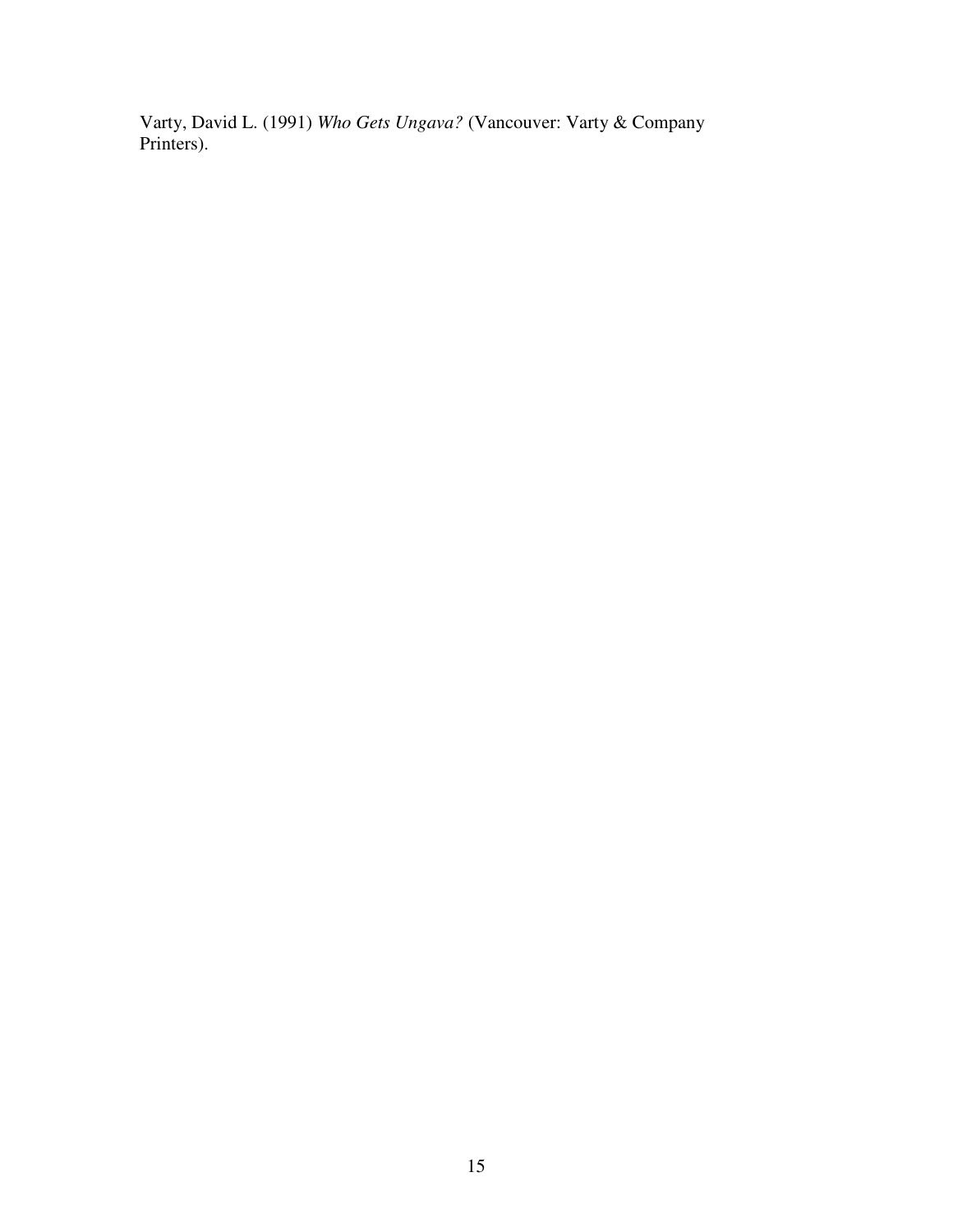Varty, David L. (1991) *Who Gets Ungava?* (Vancouver: Varty & Company Printers).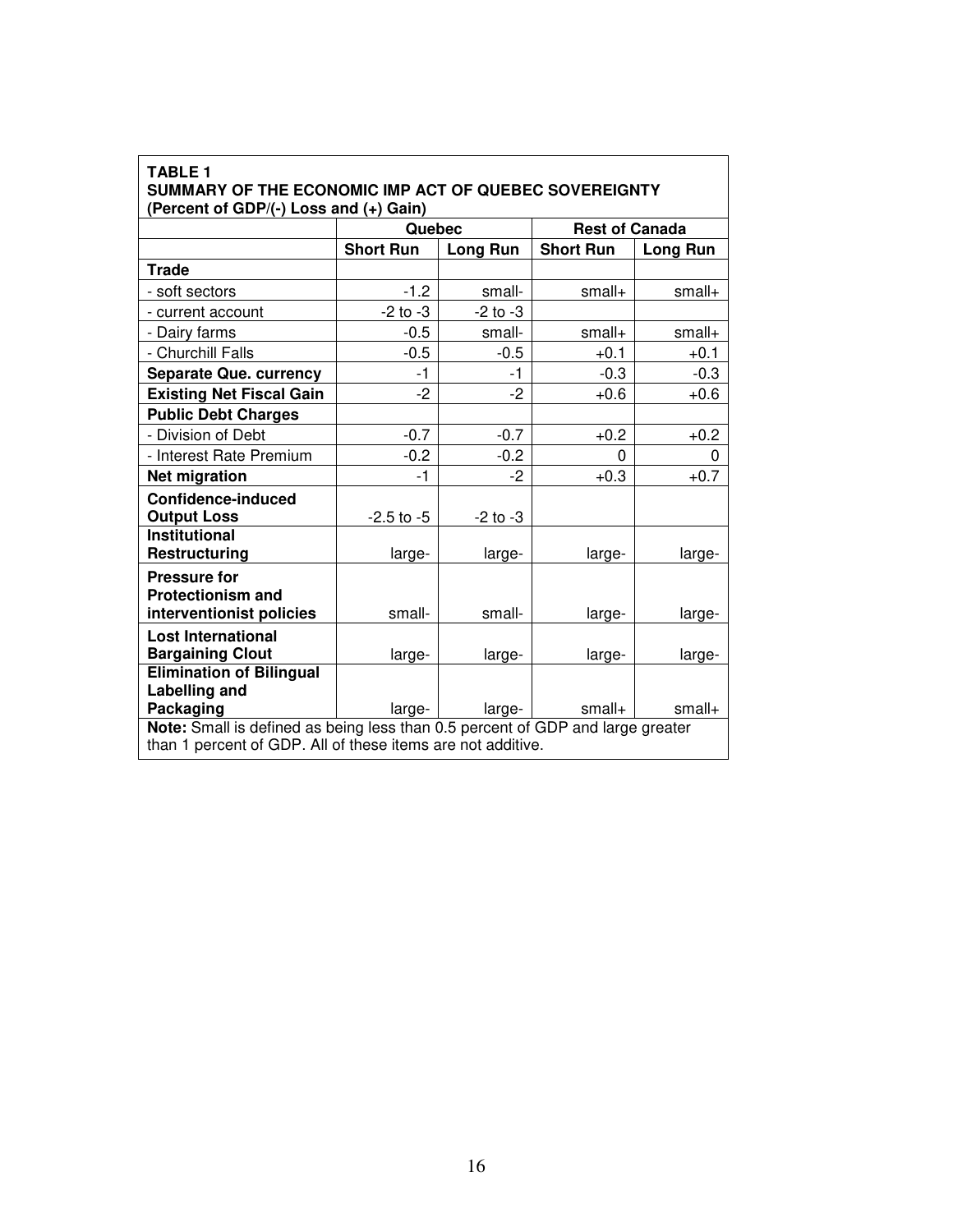**TABLE 1**
**SUMMARY OF THE ECONOMIC IMP ACT OF QUEBEC SOVEREIGNTY**
**(Percent of GDP/(-) Loss and (+) Gain)**

| | Quebec | | Rest of Canada | |
|---|---|---|---|---|
| | **Short Run** | **Long Run** | **Short Run** | **Long Run** |
| **Trade** | | | | |
| - soft sectors | -1.2 | small- | small+ | small+ |
| - current account | -2 to -3 | -2 to -3 | | |
| - Dairy farms | -0.5 | small- | small+ | small+ |
| - Churchill Falls | -0.5 | -0.5 | +0.1 | +0.1 |
| **Separate Que. currency** | -1 | -1 | -0.3 | -0.3 |
| **Existing Net Fiscal Gain** | -2 | -2 | +0.6 | +0.6 |
| **Public Debt Charges** | | | | |
| - Division of Debt | -0.7 | -0.7 | +0.2 | +0.2 |
| - Interest Rate Premium | -0.2 | -0.2 | 0 | 0 |
| **Net migration** | -1 | -2 | +0.3 | +0.7 |
| **Confidence-induced Output Loss** | -2.5 to -5 | -2 to -3 | | |
| **Institutional Restructuring** | large- | large- | large- | large- |
| **Pressure for Protectionism and interventionist policies** | small- | small- | large- | large- |
| **Lost International Bargaining Clout** | large- | large- | large- | large- |
| **Elimination of Bilingual Labelling and Packaging** | large- | large- | small+ | small+ |

**Note:** Small is defined as being less than 0.5 percent of GDP and large greater than 1 percent of GDP. All of these items are not additive.